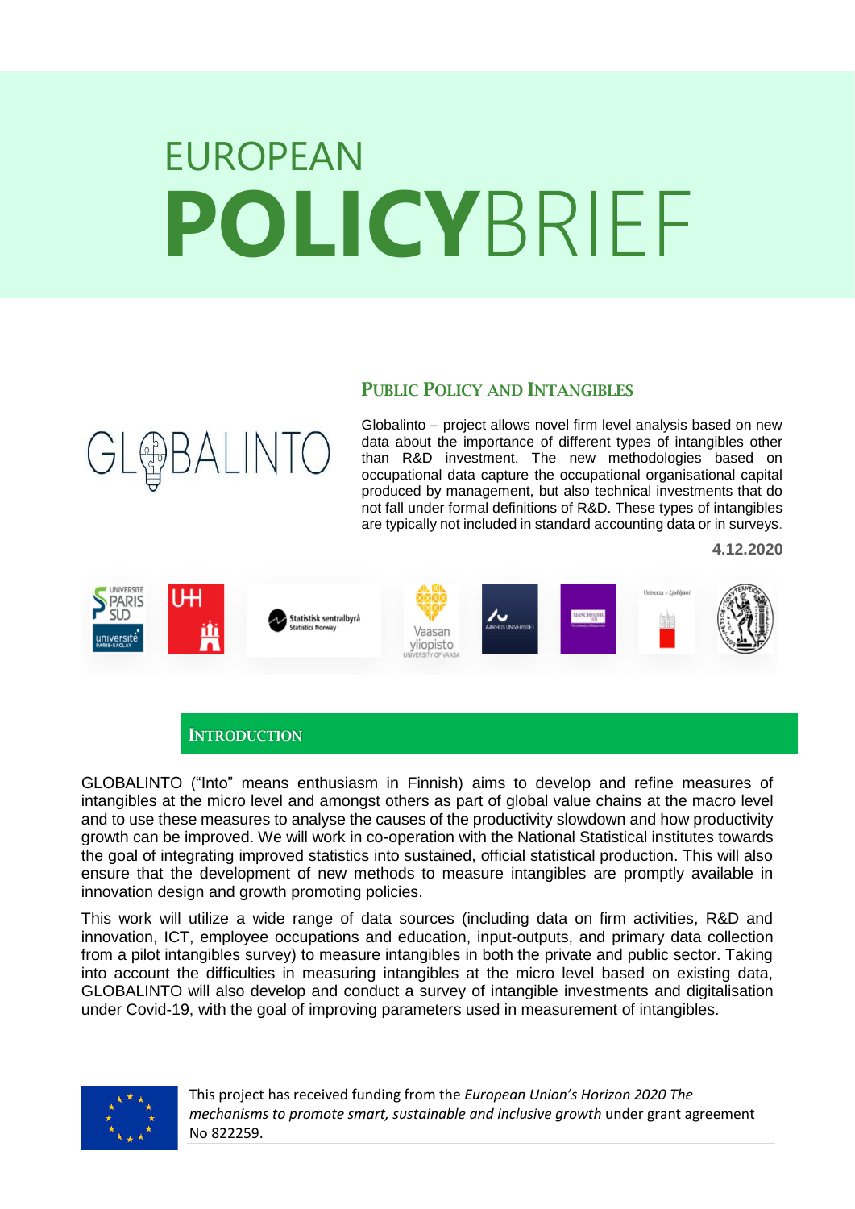# EUROPEAN POLICYBRIEF

## PUBLIC POLICY AND INTANGIBLES

GLOBALINTO

Globalinto – project allows novel firm level analysis based on new data about the importance of different types of intangibles other than R&D investment. The new methodologies based on occupational data capture the occupational organisational capital produced by management, but also technical investments that do not fall under formal definitions of R&D. These types of intangibles are typically not included in standard accounting data or in surveys.

**4.12.2020**

## INTRODUCTION

GLOBALINTO ("Into" means enthusiasm in Finnish) aims to develop and refine measures of intangibles at the micro level and amongst others as part of global value chains at the macro level and to use these measures to analyse the causes of the productivity slowdown and how productivity growth can be improved. We will work in co-operation with the National Statistical institutes towards the goal of integrating improved statistics into sustained, official statistical production. This will also ensure that the development of new methods to measure intangibles are promptly available in innovation design and growth promoting policies.

This work will utilize a wide range of data sources (including data on firm activities, R&D and innovation, ICT, employee occupations and education, input-outputs, and primary data collection from a pilot intangibles survey) to measure intangibles in both the private and public sector. Taking into account the difficulties in measuring intangibles at the micro level based on existing data, GLOBALINTO will also develop and conduct a survey of intangible investments and digitalisation under Covid-19, with the goal of improving parameters used in measurement of intangibles.

This project has received funding from the *European Union's Horizon 2020 The mechanisms to promote smart, sustainable and inclusive growth* under grant agreement No 822259.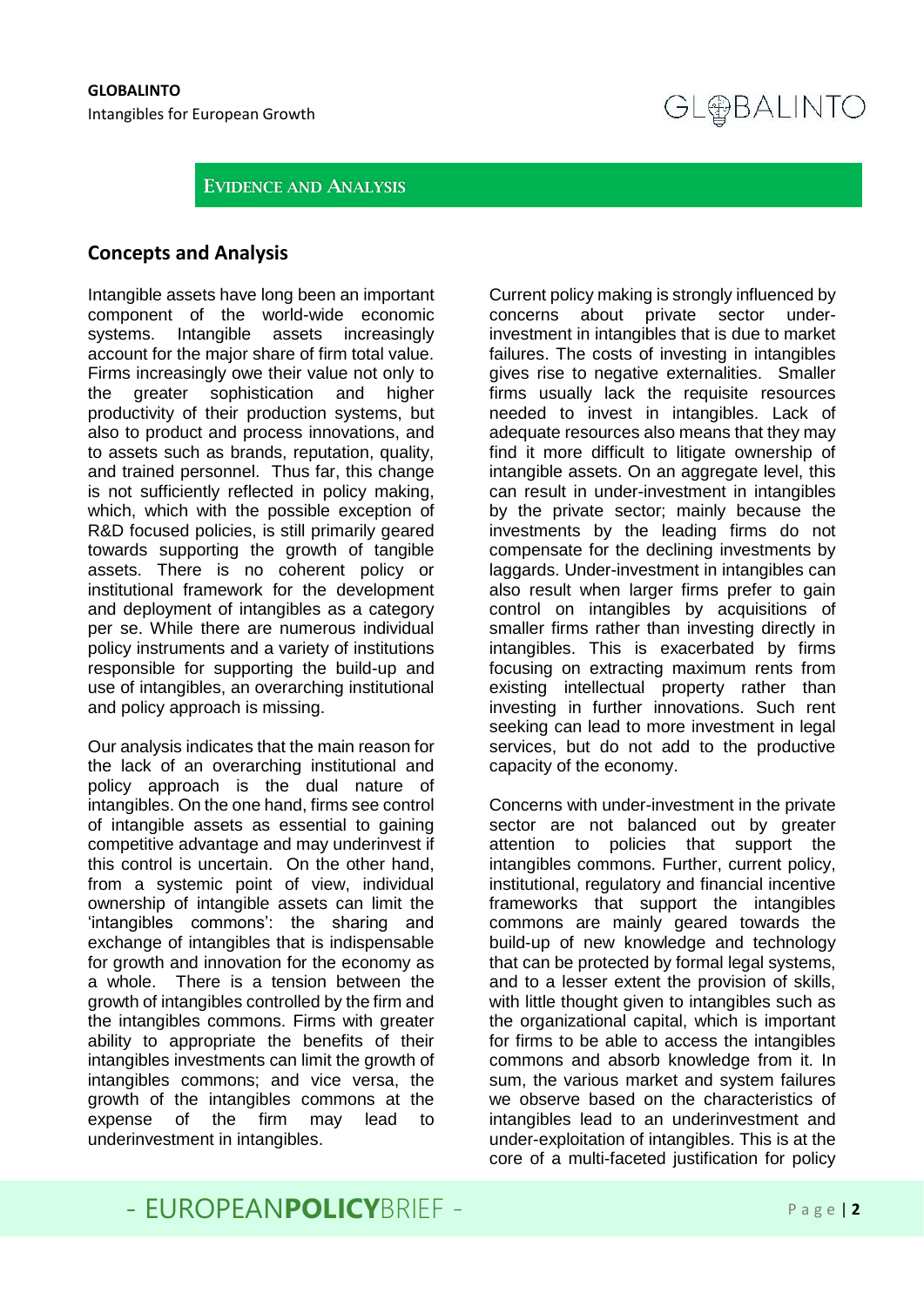## Evidence and Analysis

## Concepts and Analysis

Intangible assets have long been an important component of the world-wide economic systems. Intangible assets increasingly account for the major share of firm total value. Firms increasingly owe their value not only to the greater sophistication and higher productivity of their production systems, but also to product and process innovations, and to assets such as brands, reputation, quality, and trained personnel. Thus far, this change is not sufficiently reflected in policy making, which, which with the possible exception of R&D focused policies, is still primarily geared towards supporting the growth of tangible assets. There is no coherent policy or institutional framework for the development and deployment of intangibles as a category per se. While there are numerous individual policy instruments and a variety of institutions responsible for supporting the build-up and use of intangibles, an overarching institutional and policy approach is missing.

Our analysis indicates that the main reason for the lack of an overarching institutional and policy approach is the dual nature of intangibles. On the one hand, firms see control of intangible assets as essential to gaining competitive advantage and may underinvest if this control is uncertain. On the other hand, from a systemic point of view, individual ownership of intangible assets can limit the 'intangibles commons': the sharing and exchange of intangibles that is indispensable for growth and innovation for the economy as a whole. There is a tension between the growth of intangibles controlled by the firm and the intangibles commons. Firms with greater ability to appropriate the benefits of their intangibles investments can limit the growth of intangibles commons; and vice versa, the growth of the intangibles commons at the expense of the firm may lead to underinvestment in intangibles.

Current policy making is strongly influenced by concerns about private sector under-investment in intangibles that is due to market failures. The costs of investing in intangibles gives rise to negative externalities. Smaller firms usually lack the requisite resources needed to invest in intangibles. Lack of adequate resources also means that they may find it more difficult to litigate ownership of intangible assets. On an aggregate level, this can result in under-investment in intangibles by the private sector; mainly because the investments by the leading firms do not compensate for the declining investments by laggards. Under-investment in intangibles can also result when larger firms prefer to gain control on intangibles by acquisitions of smaller firms rather than investing directly in intangibles. This is exacerbated by firms focusing on extracting maximum rents from existing intellectual property rather than investing in further innovations. Such rent seeking can lead to more investment in legal services, but do not add to the productive capacity of the economy.

Concerns with under-investment in the private sector are not balanced out by greater attention to policies that support the intangibles commons. Further, current policy, institutional, regulatory and financial incentive frameworks that support the intangibles commons are mainly geared towards the build-up of new knowledge and technology that can be protected by formal legal systems, and to a lesser extent the provision of skills, with little thought given to intangibles such as the organizational capital, which is important for firms to be able to access the intangibles commons and absorb knowledge from it. In sum, the various market and system failures we observe based on the characteristics of intangibles lead to an underinvestment and under-exploitation of intangibles. This is at the core of a multi-faceted justification for policy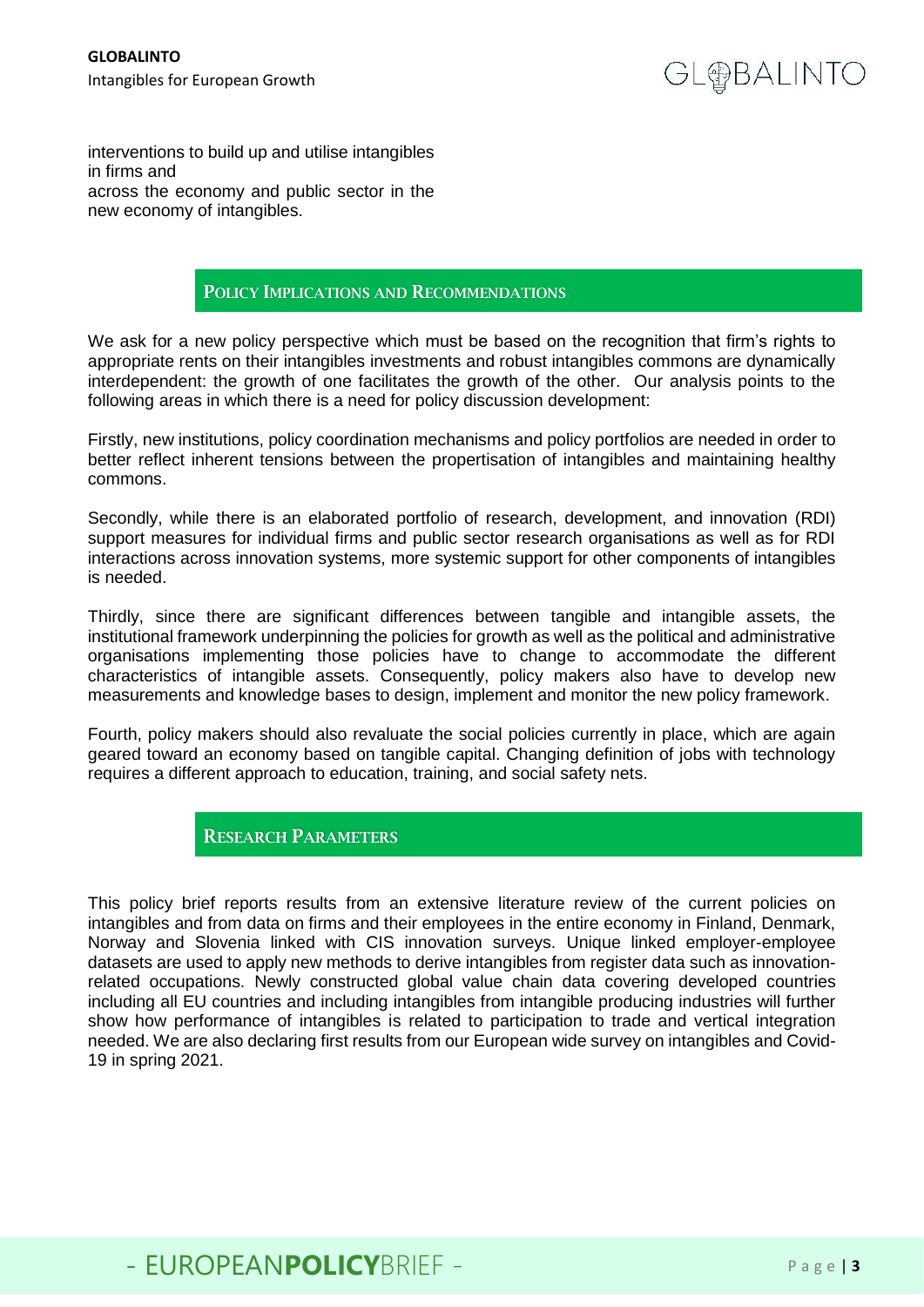interventions to build up and utilise intangibles in firms and across the economy and public sector in the new economy of intangibles.

## Policy Implications and Recommendations

We ask for a new policy perspective which must be based on the recognition that firm's rights to appropriate rents on their intangibles investments and robust intangibles commons are dynamically interdependent: the growth of one facilitates the growth of the other. Our analysis points to the following areas in which there is a need for policy discussion development:

Firstly, new institutions, policy coordination mechanisms and policy portfolios are needed in order to better reflect inherent tensions between the propertisation of intangibles and maintaining healthy commons.

Secondly, while there is an elaborated portfolio of research, development, and innovation (RDI) support measures for individual firms and public sector research organisations as well as for RDI interactions across innovation systems, more systemic support for other components of intangibles is needed.

Thirdly, since there are significant differences between tangible and intangible assets, the institutional framework underpinning the policies for growth as well as the political and administrative organisations implementing those policies have to change to accommodate the different characteristics of intangible assets. Consequently, policy makers also have to develop new measurements and knowledge bases to design, implement and monitor the new policy framework.

Fourth, policy makers should also revaluate the social policies currently in place, which are again geared toward an economy based on tangible capital. Changing definition of jobs with technology requires a different approach to education, training, and social safety nets.

## Research Parameters

This policy brief reports results from an extensive literature review of the current policies on intangibles and from data on firms and their employees in the entire economy in Finland, Denmark, Norway and Slovenia linked with CIS innovation surveys. Unique linked employer-employee datasets are used to apply new methods to derive intangibles from register data such as innovation-related occupations. Newly constructed global value chain data covering developed countries including all EU countries and including intangibles from intangible producing industries will further show how performance of intangibles is related to participation to trade and vertical integration needed. We are also declaring first results from our European wide survey on intangibles and Covid-19 in spring 2021.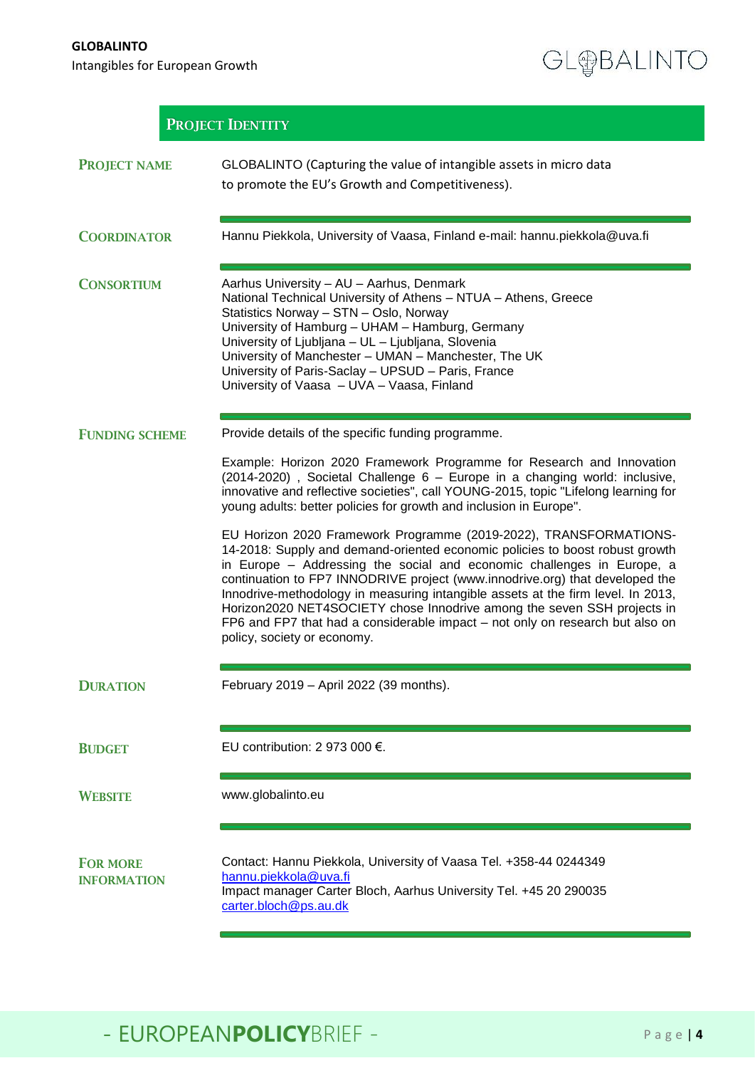## Project Identity

**PROJECT NAME**

GLOBALINTO (Capturing the value of intangible assets in micro data to promote the EU's Growth and Competitiveness).

**COORDINATOR**

Hannu Piekkola, University of Vaasa, Finland e-mail: hannu.piekkola@uva.fi

**CONSORTIUM**

Aarhus University – AU – Aarhus, Denmark
National Technical University of Athens – NTUA – Athens, Greece
Statistics Norway – STN – Oslo, Norway
University of Hamburg – UHAM – Hamburg, Germany
University of Ljubljana – UL – Ljubljana, Slovenia
University of Manchester – UMAN – Manchester, The UK
University of Paris-Saclay – UPSUD – Paris, France
University of Vaasa – UVA – Vaasa, Finland

**FUNDING SCHEME**

Provide details of the specific funding programme.

Example: Horizon 2020 Framework Programme for Research and Innovation (2014-2020) , Societal Challenge 6 – Europe in a changing world: inclusive, innovative and reflective societies", call YOUNG-2015, topic "Lifelong learning for young adults: better policies for growth and inclusion in Europe".

EU Horizon 2020 Framework Programme (2019-2022), TRANSFORMATIONS-14-2018: Supply and demand-oriented economic policies to boost robust growth in Europe – Addressing the social and economic challenges in Europe, a continuation to FP7 INNODRIVE project (www.innodrive.org) that developed the Innodrive-methodology in measuring intangible assets at the firm level. In 2013, Horizon2020 NET4SOCIETY chose Innodrive among the seven SSH projects in FP6 and FP7 that had a considerable impact – not only on research but also on policy, society or economy.

**DURATION**

February 2019 – April 2022 (39 months).

**BUDGET**

EU contribution: 2 973 000 €.

**WEBSITE**

www.globalinto.eu

**FOR MORE INFORMATION**

Contact: Hannu Piekkola, University of Vaasa Tel. +358-44 0244349
hannu.piekkola@uva.fi
Impact manager Carter Bloch, Aarhus University Tel. +45 20 290035
carter.bloch@ps.au.dk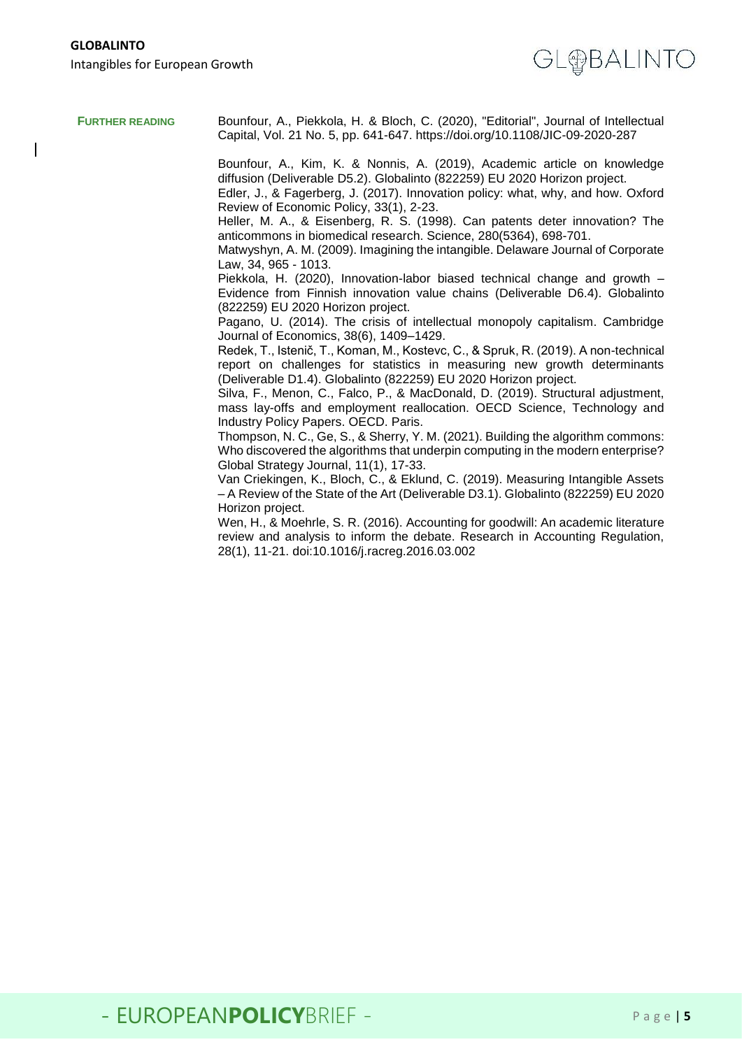## FURTHER READING

Bounfour, A., Piekkola, H. & Bloch, C. (2020), "Editorial", Journal of Intellectual Capital, Vol. 21 No. 5, pp. 641-647. https://doi.org/10.1108/JIC-09-2020-287

Bounfour, A., Kim, K. & Nonnis, A. (2019), Academic article on knowledge diffusion (Deliverable D5.2). Globalinto (822259) EU 2020 Horizon project.

Edler, J., & Fagerberg, J. (2017). Innovation policy: what, why, and how. Oxford Review of Economic Policy, 33(1), 2-23.

Heller, M. A., & Eisenberg, R. S. (1998). Can patents deter innovation? The anticommons in biomedical research. Science, 280(5364), 698-701.

Matwyshyn, A. M. (2009). Imagining the intangible. Delaware Journal of Corporate Law, 34, 965 - 1013.

Piekkola, H. (2020), Innovation-labor biased technical change and growth – Evidence from Finnish innovation value chains (Deliverable D6.4). Globalinto (822259) EU 2020 Horizon project.

Pagano, U. (2014). The crisis of intellectual monopoly capitalism. Cambridge Journal of Economics, 38(6), 1409–1429.

Redek, T., Istenič, T., Koman, M., Kostevc, C., & Spruk, R. (2019). A non-technical report on challenges for statistics in measuring new growth determinants (Deliverable D1.4). Globalinto (822259) EU 2020 Horizon project.

Silva, F., Menon, C., Falco, P., & MacDonald, D. (2019). Structural adjustment, mass lay-offs and employment reallocation. OECD Science, Technology and Industry Policy Papers. OECD. Paris.

Thompson, N. C., Ge, S., & Sherry, Y. M. (2021). Building the algorithm commons: Who discovered the algorithms that underpin computing in the modern enterprise? Global Strategy Journal, 11(1), 17-33.

Van Criekingen, K., Bloch, C., & Eklund, C. (2019). Measuring Intangible Assets – A Review of the State of the Art (Deliverable D3.1). Globalinto (822259) EU 2020 Horizon project.

Wen, H., & Moehrle, S. R. (2016). Accounting for goodwill: An academic literature review and analysis to inform the debate. Research in Accounting Regulation, 28(1), 11-21. doi:10.1016/j.racreg.2016.03.002